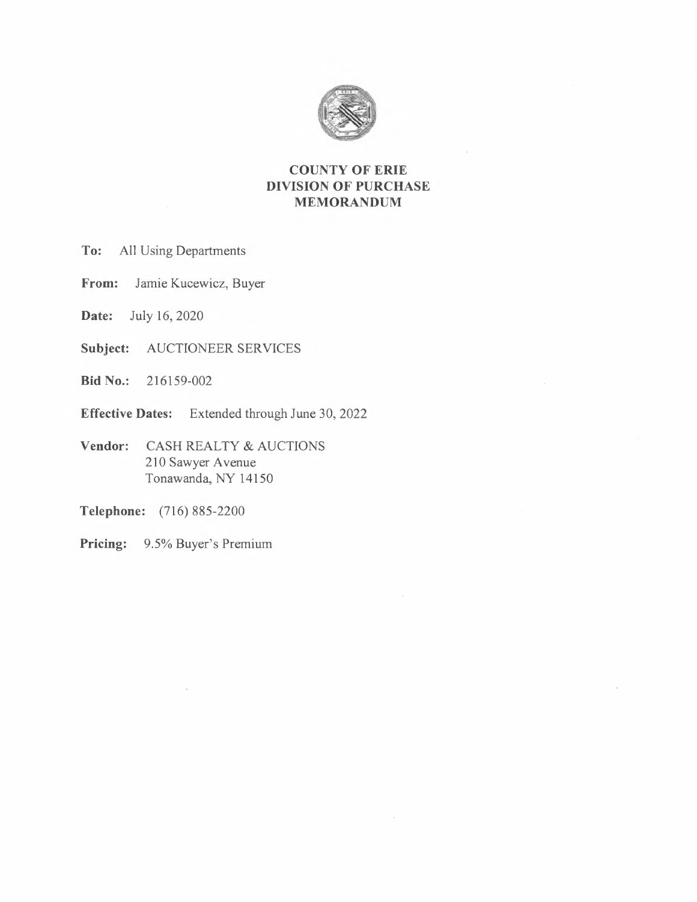# COUNTY OF ERIE
# DIVISION OF PURCHASE
# MEMORANDUM

**To:** All Using Departments

**From:** Jamie Kucewicz, Buyer

**Date:** July 16, 2020

**Subject:** AUCTIONEER SERVICES

**Bid No.:** 216159-002

**Effective Dates:** Extended through June 30, 2022

**Vendor:** CASH REALTY & AUCTIONS
210 Sawyer Avenue
Tonawanda, NY 14150

**Telephone:** (716) 885-2200

**Pricing:** 9.5% Buyer's Premium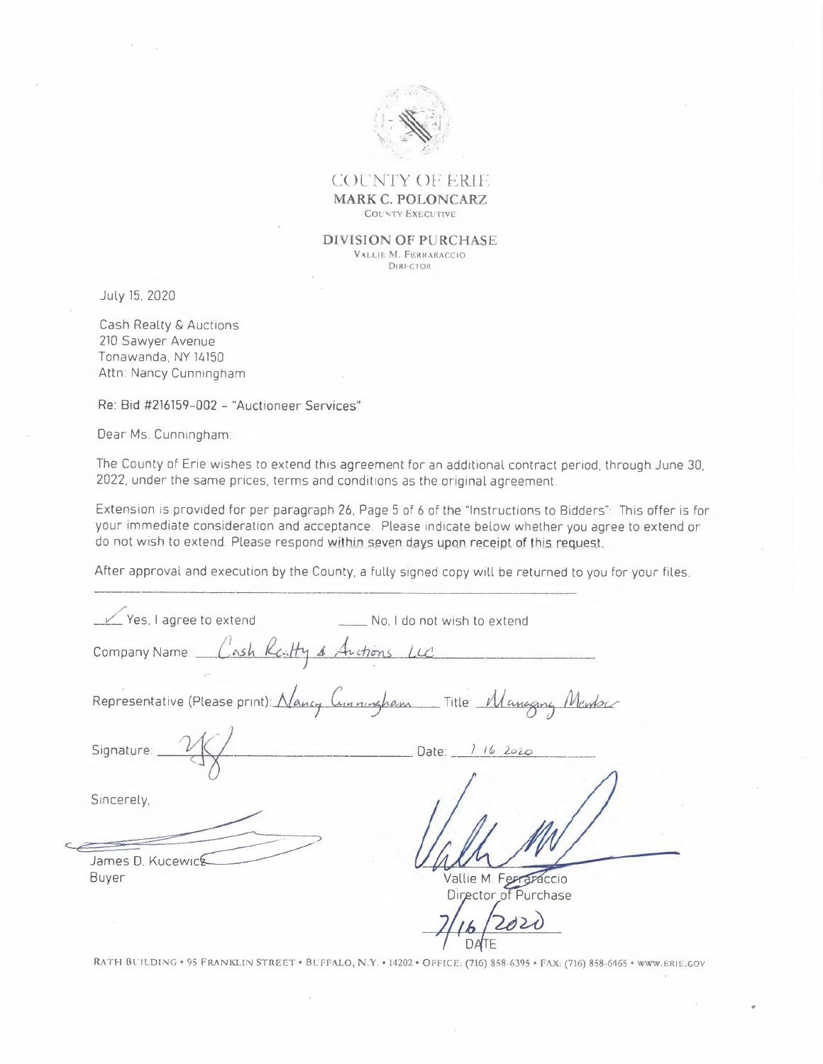COUNTY OF ERIE

**MARK C. POLONCARZ**

COUNTY EXECUTIVE

**DIVISION OF PURCHASE**

VALLIE M. FERRARACCIO

DIRECTOR

July 15, 2020

Cash Realty & Auctions
210 Sawyer Avenue
Tonawanda, NY 14150
Attn: Nancy Cunningham

Re: Bid #216159-002 - "Auctioneer Services"

Dear Ms. Cunningham:

The County of Erie wishes to extend this agreement for an additional contract period, through June 30, 2022, under the same prices, terms and conditions as the original agreement.

Extension is provided for per paragraph 26, Page 5 of 6 of the "Instructions to Bidders". This offer is for your immediate consideration and acceptance. Please indicate below whether you agree to extend or do not wish to extend. Please respond within seven days upon receipt of this request.

After approval and execution by the County, a fully signed copy will be returned to you for your files.

---

_✓_ Yes, I agree to extend ____ No, I do not wish to extend

Company Name: Cash Realty & Auctions LLC

Representative (Please print): Nancy Cunningham Title: Managing Member

Signature: [signature] Date: 7 16 2020

Sincerely,

[signature]
James D. Kucewicz
Buyer

[signature]
Vallie M. Ferraraccio
Director of Purchase

7/16/2020
DATE

RATH BUILDING • 95 FRANKLIN STREET • BUFFALO, N.Y. • 14202 • OFFICE: (716) 858-6395 • FAX: (716) 858-6465 • www.ERIE.GOV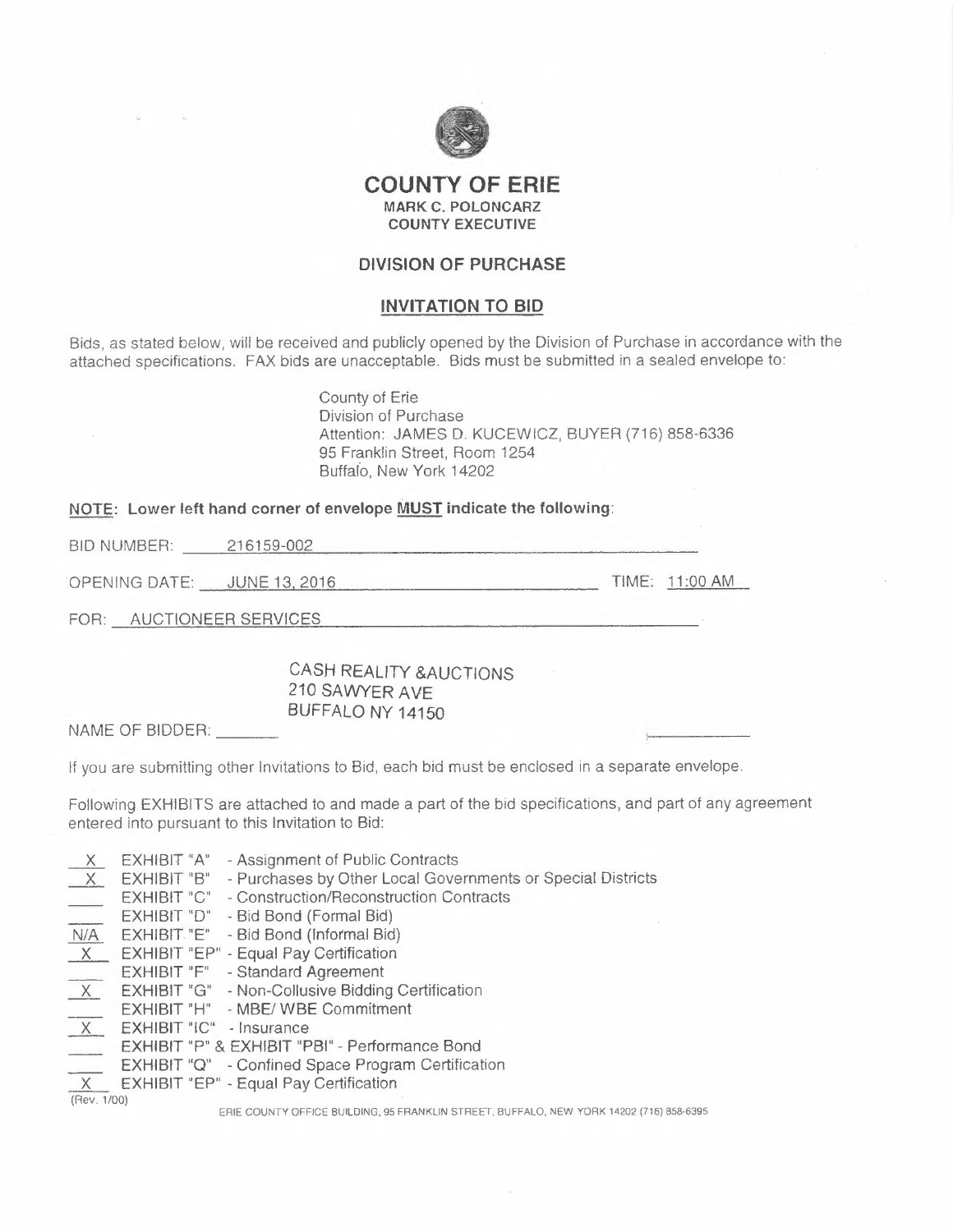# COUNTY OF ERIE

**MARK C. POLONCARZ**
**COUNTY EXECUTIVE**

## DIVISION OF PURCHASE

## INVITATION TO BID

Bids, as stated below, will be received and publicly opened by the Division of Purchase in accordance with the attached specifications. FAX bids are unacceptable. Bids must be submitted in a sealed envelope to:

County of Erie
Division of Purchase
Attention: JAMES D. KUCEWICZ, BUYER (716) 858-6336
95 Franklin Street, Room 1254
Buffalo, New York 14202

**NOTE: Lower left hand corner of envelope MUST indicate the following:**

BID NUMBER: 216159-002

OPENING DATE: JUNE 13, 2016 TIME: 11:00 AM

FOR: AUCTIONEER SERVICES

CASH REALITY &AUCTIONS
210 SAWYER AVE
BUFFALO NY 14150

NAME OF BIDDER: _______

If you are submitting other Invitations to Bid, each bid must be enclosed in a separate envelope.

Following EXHIBITS are attached to and made a part of the bid specifications, and part of any agreement entered into pursuant to this Invitation to Bid:

- X EXHIBIT "A" - Assignment of Public Contracts
- X EXHIBIT "B" - Purchases by Other Local Governments or Special Districts
- ___ EXHIBIT "C" - Construction/Reconstruction Contracts
- ___ EXHIBIT "D" - Bid Bond (Formal Bid)
- N/A EXHIBIT "E" - Bid Bond (Informal Bid)
- X EXHIBIT "EP" - Equal Pay Certification
- ___ EXHIBIT "F" - Standard Agreement
- X EXHIBIT "G" - Non-Collusive Bidding Certification
- ___ EXHIBIT "H" - MBE/ WBE Commitment
- X EXHIBIT "IC" - Insurance
- ___ EXHIBIT "P" & EXHIBIT "PBI" - Performance Bond
- ___ EXHIBIT "Q" - Confined Space Program Certification
- X EXHIBIT "EP" - Equal Pay Certification

(Rev. 1/00)

ERIE COUNTY OFFICE BUILDING, 95 FRANKLIN STREET, BUFFALO, NEW YORK 14202 (716) 858-6395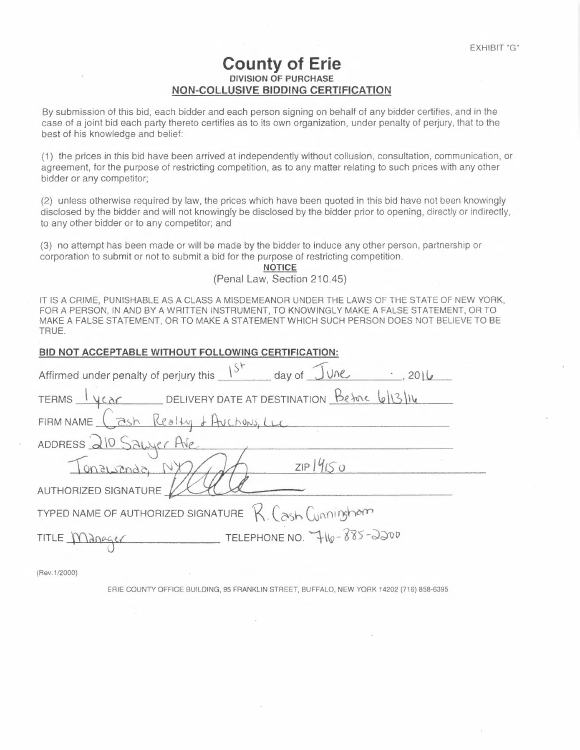EXHIBIT "G"

# County of Erie

**DIVISION OF PURCHASE**

## NON-COLLUSIVE BIDDING CERTIFICATION

By submission of this bid, each bidder and each person signing on behalf of any bidder certifies, and in the case of a joint bid each party thereto certifies as to its own organization, under penalty of perjury, that to the best of his knowledge and belief:

(1) the prices in this bid have been arrived at independently without collusion, consultation, communication, or agreement, for the purpose of restricting competition, as to any matter relating to such prices with any other bidder or any competitor;

(2) unless otherwise required by law, the prices which have been quoted in this bid have not been knowingly disclosed by the bidder and will not knowingly be disclosed by the bidder prior to opening, directly or indirectly, to any other bidder or to any competitor; and

(3) no attempt has been made or will be made by the bidder to induce any other person, partnership or corporation to submit or not to submit a bid for the purpose of restricting competition.

**NOTICE**

(Penal Law, Section 210.45)

IT IS A CRIME, PUNISHABLE AS A CLASS A MISDEMEANOR UNDER THE LAWS OF THE STATE OF NEW YORK, FOR A PERSON, IN AND BY A WRITTEN INSTRUMENT, TO KNOWINGLY MAKE A FALSE STATEMENT, OR TO MAKE A FALSE STATEMENT, OR TO MAKE A STATEMENT WHICH SUCH PERSON DOES NOT BELIEVE TO BE TRUE.

**BID NOT ACCEPTABLE WITHOUT FOLLOWING CERTIFICATION:**

Affirmed under penalty of perjury this 1st day of June, 2016

TERMS 1 year DELIVERY DATE AT DESTINATION Before 6/13/16

FIRM NAME Cash Realty & Auctions, LLC

ADDRESS 210 Sawyer Ave.

Tonawanda, NY ZIP 14150

AUTHORIZED SIGNATURE [signature]

TYPED NAME OF AUTHORIZED SIGNATURE R. Cash Cunningham

TITLE Manager TELEPHONE NO. 716-885-2200

(Rev.1/2000)

ERIE COUNTY OFFICE BUILDING, 95 FRANKLIN STREET, BUFFALO, NEW YORK 14202 (716) 858-6395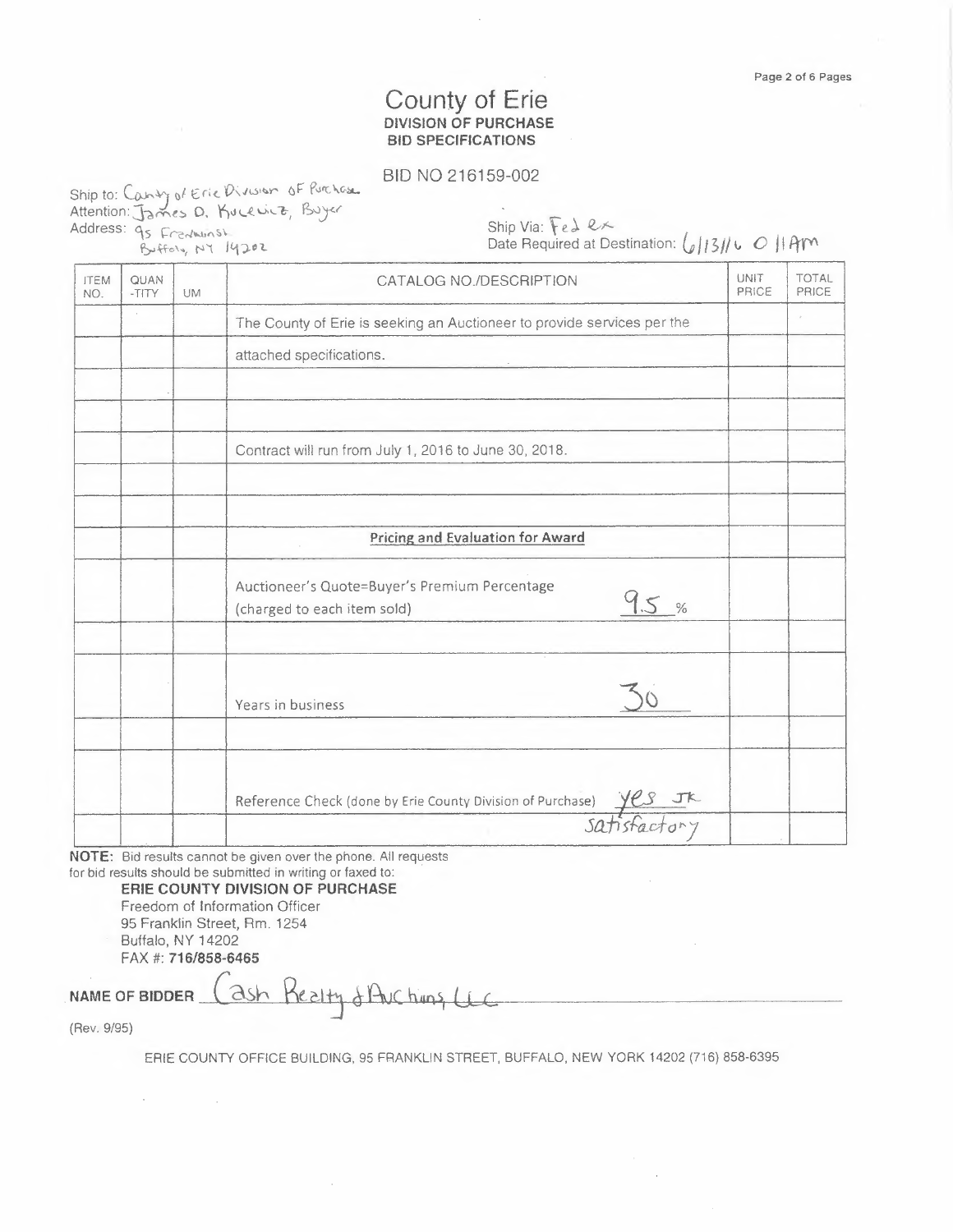# County of Erie

**DIVISION OF PURCHASE**
**BID SPECIFICATIONS**

BID NO 216159-002

Ship to: County of Erie Division of Purchase
Attention: James D. Kucewicz, Buyer
Address: 95 Franklin St
Buffalo, NY 14202

Ship Via: Fed ex
Date Required at Destination: 6/13/16 @ 11AM

| ITEM NO. | QUAN-TITY | UM | CATALOG NO./DESCRIPTION | UNIT PRICE | TOTAL PRICE |
|---|---|---|---|---|---|
| | | | The County of Erie is seeking an Auctioneer to provide services per the | | |
| | | | attached specifications. | | |
| | | | | | |
| | | | | | |
| | | | Contract will run from July 1, 2016 to June 30, 2018. | | |
| | | | | | |
| | | | | | |
| | | | **Pricing and Evaluation for Award** | | |
| | | | Auctioneer's Quote=Buyer's Premium Percentage (charged to each item sold) 9.5 % | | |
| | | | | | |
| | | | Years in business 30 | | |
| | | | | | |
| | | | Reference Check (done by Erie County Division of Purchase) yes JK | | |
| | | | satisfactory | | |

**NOTE:** Bid results cannot be given over the phone. All requests for bid results should be submitted in writing or faxed to:

**ERIE COUNTY DIVISION OF PURCHASE**
Freedom of Information Officer
95 Franklin Street, Rm. 1254
Buffalo, NY 14202
FAX #: **716/858-6465**

**NAME OF BIDDER** Cash Realty & Auctions, LLC

(Rev. 9/95)

ERIE COUNTY OFFICE BUILDING, 95 FRANKLIN STREET, BUFFALO, NEW YORK 14202 (716) 858-6395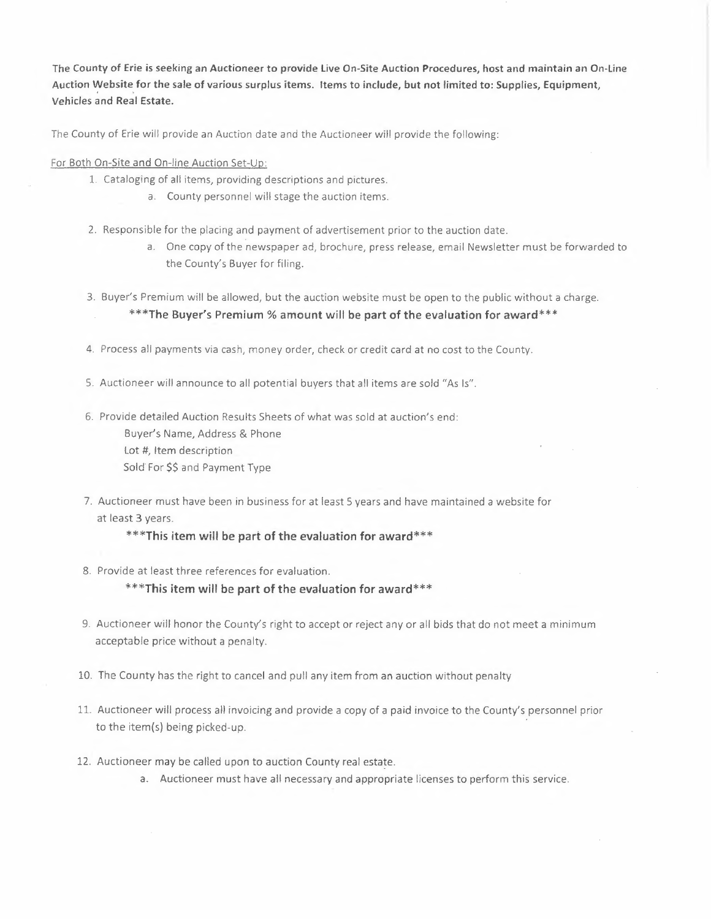**The County of Erie is seeking an Auctioneer to provide Live On-Site Auction Procedures, host and maintain an On-Line Auction Website for the sale of various surplus items. Items to include, but not limited to: Supplies, Equipment, Vehicles and Real Estate.**

The County of Erie will provide an Auction date and the Auctioneer will provide the following:

<u>For Both On-Site and On-line Auction Set-Up:</u>

1. Cataloging of all items, providing descriptions and pictures.
    a. County personnel will stage the auction items.

2. Responsible for the placing and payment of advertisement prior to the auction date.
    a. One copy of the newspaper ad, brochure, press release, email Newsletter must be forwarded to the County's Buyer for filing.

3. Buyer's Premium will be allowed, but the auction website must be open to the public without a charge.
    **\*\*\*The Buyer's Premium % amount will be part of the evaluation for award\*\*\***

4. Process all payments via cash, money order, check or credit card at no cost to the County.

5. Auctioneer will announce to all potential buyers that all items are sold "As Is".

6. Provide detailed Auction Results Sheets of what was sold at auction's end:
    Buyer's Name, Address & Phone
    Lot #, Item description
    Sold For $$ and Payment Type

7. Auctioneer must have been in business for at least 5 years and have maintained a website for at least 3 years.
    **\*\*\*This item will be part of the evaluation for award\*\*\***

8. Provide at least three references for evaluation.
    **\*\*\*This item will be part of the evaluation for award\*\*\***

9. Auctioneer will honor the County's right to accept or reject any or all bids that do not meet a minimum acceptable price without a penalty.

10. The County has the right to cancel and pull any item from an auction without penalty

11. Auctioneer will process all invoicing and provide a copy of a paid invoice to the County's personnel prior to the item(s) being picked-up.

12. Auctioneer may be called upon to auction County real estate.
    a. Auctioneer must have all necessary and appropriate licenses to perform this service.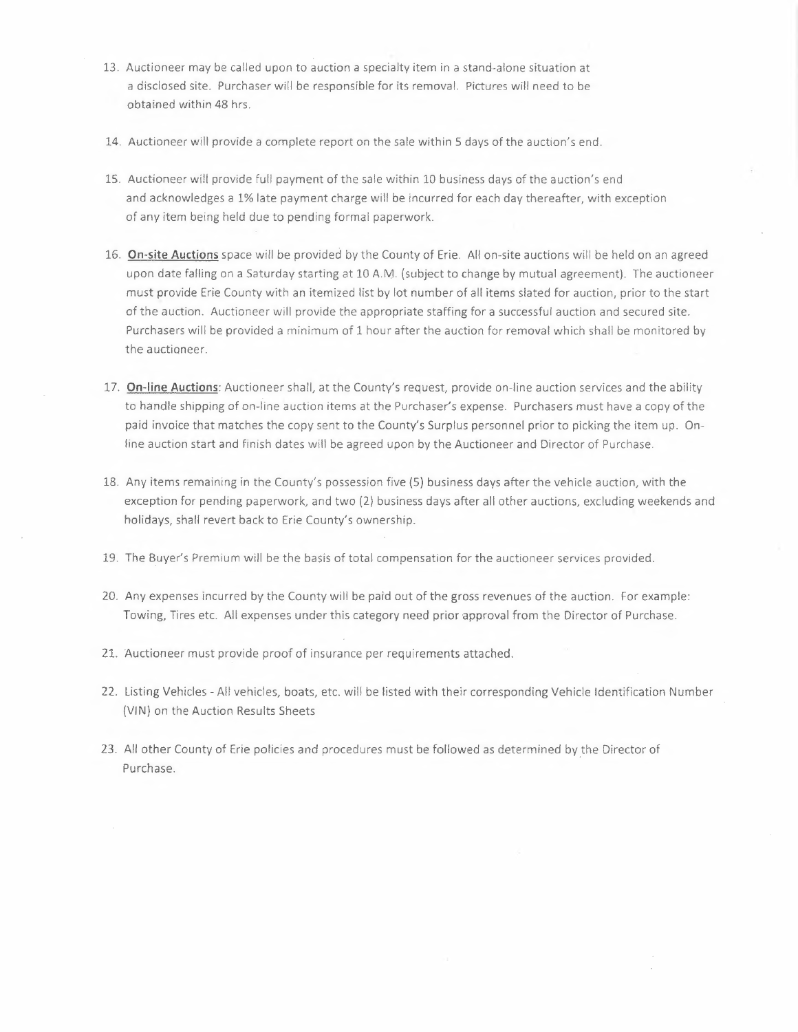13. Auctioneer may be called upon to auction a specialty item in a stand-alone situation at a disclosed site. Purchaser will be responsible for its removal. Pictures will need to be obtained within 48 hrs.

14. Auctioneer will provide a complete report on the sale within 5 days of the auction's end.

15. Auctioneer will provide full payment of the sale within 10 business days of the auction's end and acknowledges a 1% late payment charge will be incurred for each day thereafter, with exception of any item being held due to pending formal paperwork.

16. <u>**On-site Auctions**</u> space will be provided by the County of Erie. All on-site auctions will be held on an agreed upon date falling on a Saturday starting at 10 A.M. (subject to change by mutual agreement). The auctioneer must provide Erie County with an itemized list by lot number of all items slated for auction, prior to the start of the auction. Auctioneer will provide the appropriate staffing for a successful auction and secured site. Purchasers will be provided a minimum of 1 hour after the auction for removal which shall be monitored by the auctioneer.

17. <u>**On-line Auctions**</u>: Auctioneer shall, at the County's request, provide on-line auction services and the ability to handle shipping of on-line auction items at the Purchaser's expense. Purchasers must have a copy of the paid invoice that matches the copy sent to the County's Surplus personnel prior to picking the item up. On-line auction start and finish dates will be agreed upon by the Auctioneer and Director of Purchase.

18. Any items remaining in the County's possession five (5) business days after the vehicle auction, with the exception for pending paperwork, and two (2) business days after all other auctions, excluding weekends and holidays, shall revert back to Erie County's ownership.

19. The Buyer's Premium will be the basis of total compensation for the auctioneer services provided.

20. Any expenses incurred by the County will be paid out of the gross revenues of the auction. For example: Towing, Tires etc. All expenses under this category need prior approval from the Director of Purchase.

21. Auctioneer must provide proof of insurance per requirements attached.

22. Listing Vehicles - All vehicles, boats, etc. will be listed with their corresponding Vehicle Identification Number (VIN) on the Auction Results Sheets

23. All other County of Erie policies and procedures must be followed as determined by the Director of Purchase.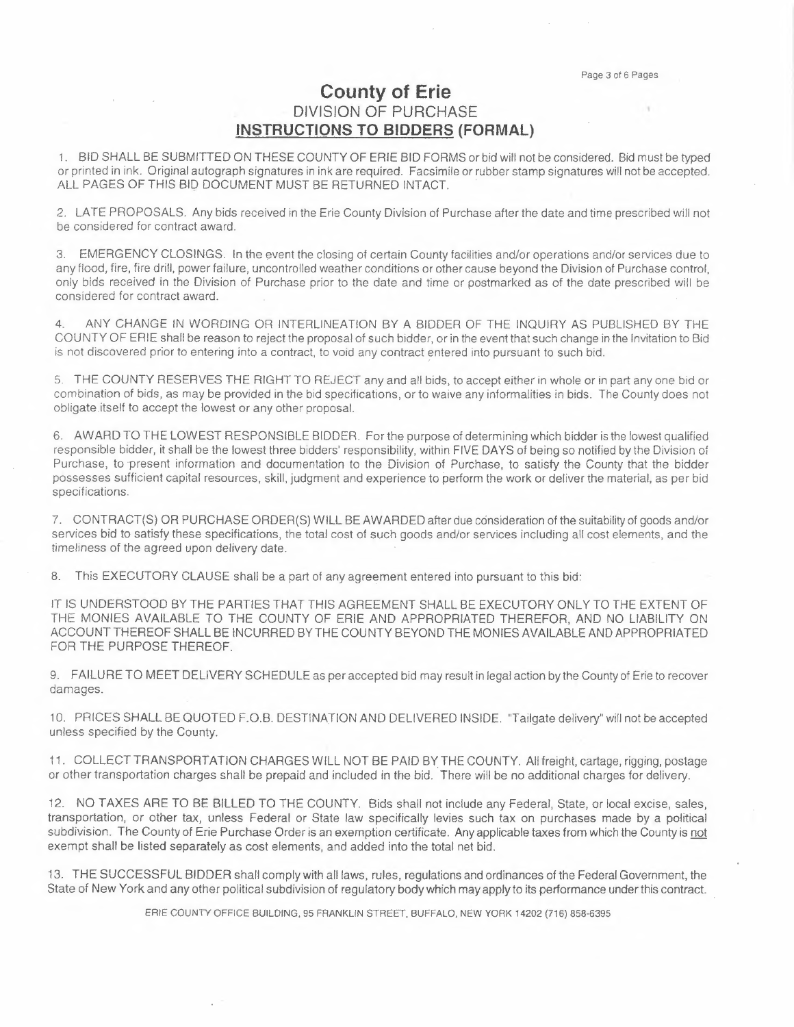# County of Erie

## DIVISION OF PURCHASE

## INSTRUCTIONS TO BIDDERS (FORMAL)

1. BID SHALL BE SUBMITTED ON THESE COUNTY OF ERIE BID FORMS or bid will not be considered. Bid must be typed or printed in ink. Original autograph signatures in ink are required. Facsimile or rubber stamp signatures will not be accepted. ALL PAGES OF THIS BID DOCUMENT MUST BE RETURNED INTACT.

2. LATE PROPOSALS. Any bids received in the Erie County Division of Purchase after the date and time prescribed will not be considered for contract award.

3. EMERGENCY CLOSINGS. In the event the closing of certain County facilities and/or operations and/or services due to any flood, fire, fire drill, power failure, uncontrolled weather conditions or other cause beyond the Division of Purchase control, only bids received in the Division of Purchase prior to the date and time or postmarked as of the date prescribed will be considered for contract award.

4. ANY CHANGE IN WORDING OR INTERLINEATION BY A BIDDER OF THE INQUIRY AS PUBLISHED BY THE COUNTY OF ERIE shall be reason to reject the proposal of such bidder, or in the event that such change in the Invitation to Bid is not discovered prior to entering into a contract, to void any contract entered into pursuant to such bid.

5. THE COUNTY RESERVES THE RIGHT TO REJECT any and all bids, to accept either in whole or in part any one bid or combination of bids, as may be provided in the bid specifications, or to waive any informalities in bids. The County does not obligate itself to accept the lowest or any other proposal.

6. AWARD TO THE LOWEST RESPONSIBLE BIDDER. For the purpose of determining which bidder is the lowest qualified responsible bidder, it shall be the lowest three bidders' responsibility, within FIVE DAYS of being so notified by the Division of Purchase, to present information and documentation to the Division of Purchase, to satisfy the County that the bidder possesses sufficient capital resources, skill, judgment and experience to perform the work or deliver the material, as per bid specifications.

7. CONTRACT(S) OR PURCHASE ORDER(S) WILL BE AWARDED after due consideration of the suitability of goods and/or services bid to satisfy these specifications, the total cost of such goods and/or services including all cost elements, and the timeliness of the agreed upon delivery date.

8. This EXECUTORY CLAUSE shall be a part of any agreement entered into pursuant to this bid:

IT IS UNDERSTOOD BY THE PARTIES THAT THIS AGREEMENT SHALL BE EXECUTORY ONLY TO THE EXTENT OF THE MONIES AVAILABLE TO THE COUNTY OF ERIE AND APPROPRIATED THEREFOR, AND NO LIABILITY ON ACCOUNT THEREOF SHALL BE INCURRED BY THE COUNTY BEYOND THE MONIES AVAILABLE AND APPROPRIATED FOR THE PURPOSE THEREOF.

9. FAILURE TO MEET DELIVERY SCHEDULE as per accepted bid may result in legal action by the County of Erie to recover damages.

10. PRICES SHALL BE QUOTED F.O.B. DESTINATION AND DELIVERED INSIDE. "Tailgate delivery" will not be accepted unless specified by the County.

11. COLLECT TRANSPORTATION CHARGES WILL NOT BE PAID BY THE COUNTY. All freight, cartage, rigging, postage or other transportation charges shall be prepaid and included in the bid. There will be no additional charges for delivery.

12. NO TAXES ARE TO BE BILLED TO THE COUNTY. Bids shall not include any Federal, State, or local excise, sales, transportation, or other tax, unless Federal or State law specifically levies such tax on purchases made by a political subdivision. The County of Erie Purchase Order is an exemption certificate. Any applicable taxes from which the County is <u>not</u> exempt shall be listed separately as cost elements, and added into the total net bid.

13. THE SUCCESSFUL BIDDER shall comply with all laws, rules, regulations and ordinances of the Federal Government, the State of New York and any other political subdivision of regulatory body which may apply to its performance under this contract.

ERIE COUNTY OFFICE BUILDING, 95 FRANKLIN STREET, BUFFALO, NEW YORK 14202 (716) 858-6395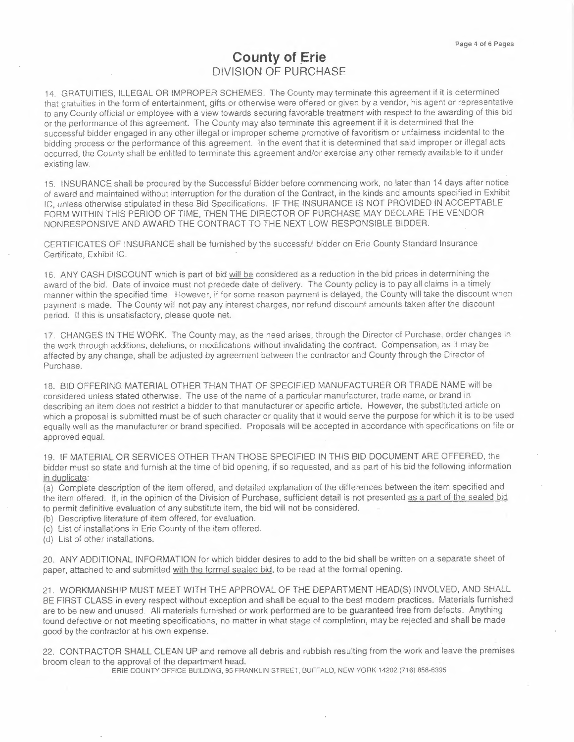# County of Erie
## DIVISION OF PURCHASE

14. GRATUITIES, ILLEGAL OR IMPROPER SCHEMES. The County may terminate this agreement if it is determined that gratuities in the form of entertainment, gifts or otherwise were offered or given by a vendor, his agent or representative to any County official or employee with a view towards securing favorable treatment with respect to the awarding of this bid or the performance of this agreement. The County may also terminate this agreement if it is determined that the successful bidder engaged in any other illegal or improper scheme promotive of favoritism or unfairness incidental to the bidding process or the performance of this agreement. In the event that it is determined that said improper or illegal acts occurred, the County shall be entitled to terminate this agreement and/or exercise any other remedy available to it under existing law.

15. INSURANCE shall be procured by the Successful Bidder before commencing work, no later than 14 days after notice of award and maintained without interruption for the duration of the Contract, in the kinds and amounts specified in Exhibit IC, unless otherwise stipulated in these Bid Specifications. IF THE INSURANCE IS NOT PROVIDED IN ACCEPTABLE FORM WITHIN THIS PERIOD OF TIME, THEN THE DIRECTOR OF PURCHASE MAY DECLARE THE VENDOR NONRESPONSIVE AND AWARD THE CONTRACT TO THE NEXT LOW RESPONSIBLE BIDDER.

CERTIFICATES OF INSURANCE shall be furnished by the successful bidder on Erie County Standard Insurance Certificate, Exhibit IC.

16. ANY CASH DISCOUNT which is part of bid will be considered as a reduction in the bid prices in determining the award of the bid. Date of invoice must not precede date of delivery. The County policy is to pay all claims in a timely manner within the specified time. However, if for some reason payment is delayed, the County will take the discount when payment is made. The County will not pay any interest charges, nor refund discount amounts taken after the discount period. If this is unsatisfactory, please quote net.

17. CHANGES IN THE WORK. The County may, as the need arises, through the Director of Purchase, order changes in the work through additions, deletions, or modifications without invalidating the contract. Compensation, as it may be affected by any change, shall be adjusted by agreement between the contractor and County through the Director of Purchase.

18. BID OFFERING MATERIAL OTHER THAN THAT OF SPECIFIED MANUFACTURER OR TRADE NAME will be considered unless stated otherwise. The use of the name of a particular manufacturer, trade name, or brand in describing an item does not restrict a bidder to that manufacturer or specific article. However, the substituted article on which a proposal is submitted must be of such character or quality that it would serve the purpose for which it is to be used equally well as the manufacturer or brand specified. Proposals will be accepted in accordance with specifications on file or approved equal.

19. IF MATERIAL OR SERVICES OTHER THAN THOSE SPECIFIED IN THIS BID DOCUMENT ARE OFFERED, the bidder must so state and furnish at the time of bid opening, if so requested, and as part of his bid the following information in duplicate:

(a) Complete description of the item offered, and detailed explanation of the differences between the item specified and the item offered. If, in the opinion of the Division of Purchase, sufficient detail is not presented as a part of the sealed bid to permit definitive evaluation of any substitute item, the bid will not be considered.
(b) Descriptive literature of item offered, for evaluation.
(c) List of installations in Erie County of the item offered.
(d) List of other installations.

20. ANY ADDITIONAL INFORMATION for which bidder desires to add to the bid shall be written on a separate sheet of paper, attached to and submitted with the formal sealed bid, to be read at the formal opening.

21. WORKMANSHIP MUST MEET WITH THE APPROVAL OF THE DEPARTMENT HEAD(S) INVOLVED, AND SHALL BE FIRST CLASS in every respect without exception and shall be equal to the best modern practices. Materials furnished are to be new and unused. All materials furnished or work performed are to be guaranteed free from defects. Anything found defective or not meeting specifications, no matter in what stage of completion, may be rejected and shall be made good by the contractor at his own expense.

22. CONTRACTOR SHALL CLEAN UP and remove all debris and rubbish resulting from the work and leave the premises broom clean to the approval of the department head.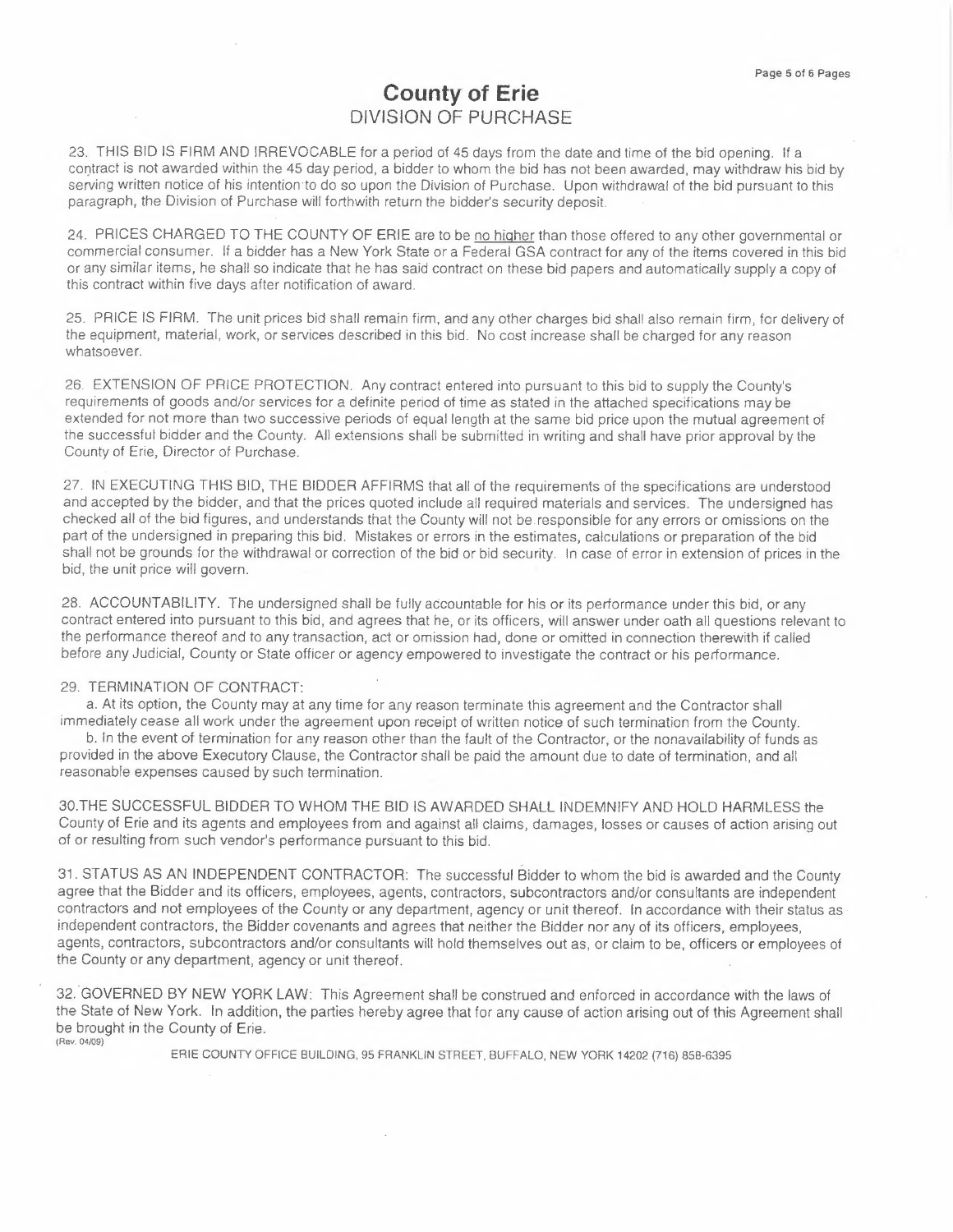# County of Erie
## DIVISION OF PURCHASE

23. THIS BID IS FIRM AND IRREVOCABLE for a period of 45 days from the date and time of the bid opening. If a contract is not awarded within the 45 day period, a bidder to whom the bid has not been awarded, may withdraw his bid by serving written notice of his intention to do so upon the Division of Purchase. Upon withdrawal of the bid pursuant to this paragraph, the Division of Purchase will forthwith return the bidder's security deposit.

24. PRICES CHARGED TO THE COUNTY OF ERIE are to be no higher than those offered to any other governmental or commercial consumer. If a bidder has a New York State or a Federal GSA contract for any of the items covered in this bid or any similar items, he shall so indicate that he has said contract on these bid papers and automatically supply a copy of this contract within five days after notification of award.

25. PRICE IS FIRM. The unit prices bid shall remain firm, and any other charges bid shall also remain firm, for delivery of the equipment, material, work, or services described in this bid. No cost increase shall be charged for any reason whatsoever.

26. EXTENSION OF PRICE PROTECTION. Any contract entered into pursuant to this bid to supply the County's requirements of goods and/or services for a definite period of time as stated in the attached specifications may be extended for not more than two successive periods of equal length at the same bid price upon the mutual agreement of the successful bidder and the County. All extensions shall be submitted in writing and shall have prior approval by the County of Erie, Director of Purchase.

27. IN EXECUTING THIS BID, THE BIDDER AFFIRMS that all of the requirements of the specifications are understood and accepted by the bidder, and that the prices quoted include all required materials and services. The undersigned has checked all of the bid figures, and understands that the County will not be responsible for any errors or omissions on the part of the undersigned in preparing this bid. Mistakes or errors in the estimates, calculations or preparation of the bid shall not be grounds for the withdrawal or correction of the bid or bid security. In case of error in extension of prices in the bid, the unit price will govern.

28. ACCOUNTABILITY. The undersigned shall be fully accountable for his or its performance under this bid, or any contract entered into pursuant to this bid, and agrees that he, or its officers, will answer under oath all questions relevant to the performance thereof and to any transaction, act or omission had, done or omitted in connection therewith if called before any Judicial, County or State officer or agency empowered to investigate the contract or his performance.

29. TERMINATION OF CONTRACT:

a. At its option, the County may at any time for any reason terminate this agreement and the Contractor shall immediately cease all work under the agreement upon receipt of written notice of such termination from the County.

b. In the event of termination for any reason other than the fault of the Contractor, or the nonavailability of funds as provided in the above Executory Clause, the Contractor shall be paid the amount due to date of termination, and all reasonable expenses caused by such termination.

30. THE SUCCESSFUL BIDDER TO WHOM THE BID IS AWARDED SHALL INDEMNIFY AND HOLD HARMLESS the County of Erie and its agents and employees from and against all claims, damages, losses or causes of action arising out of or resulting from such vendor's performance pursuant to this bid.

31. STATUS AS AN INDEPENDENT CONTRACTOR: The successful Bidder to whom the bid is awarded and the County agree that the Bidder and its officers, employees, agents, contractors, subcontractors and/or consultants are independent contractors and not employees of the County or any department, agency or unit thereof. In accordance with their status as independent contractors, the Bidder covenants and agrees that neither the Bidder nor any of its officers, employees, agents, contractors, subcontractors and/or consultants will hold themselves out as, or claim to be, officers or employees of the County or any department, agency or unit thereof.

32. GOVERNED BY NEW YORK LAW: This Agreement shall be construed and enforced in accordance with the laws of the State of New York. In addition, the parties hereby agree that for any cause of action arising out of this Agreement shall be brought in the County of Erie.

(Rev. 04/09)

ERIE COUNTY OFFICE BUILDING, 95 FRANKLIN STREET, BUFFALO, NEW YORK 14202 (716) 858-6395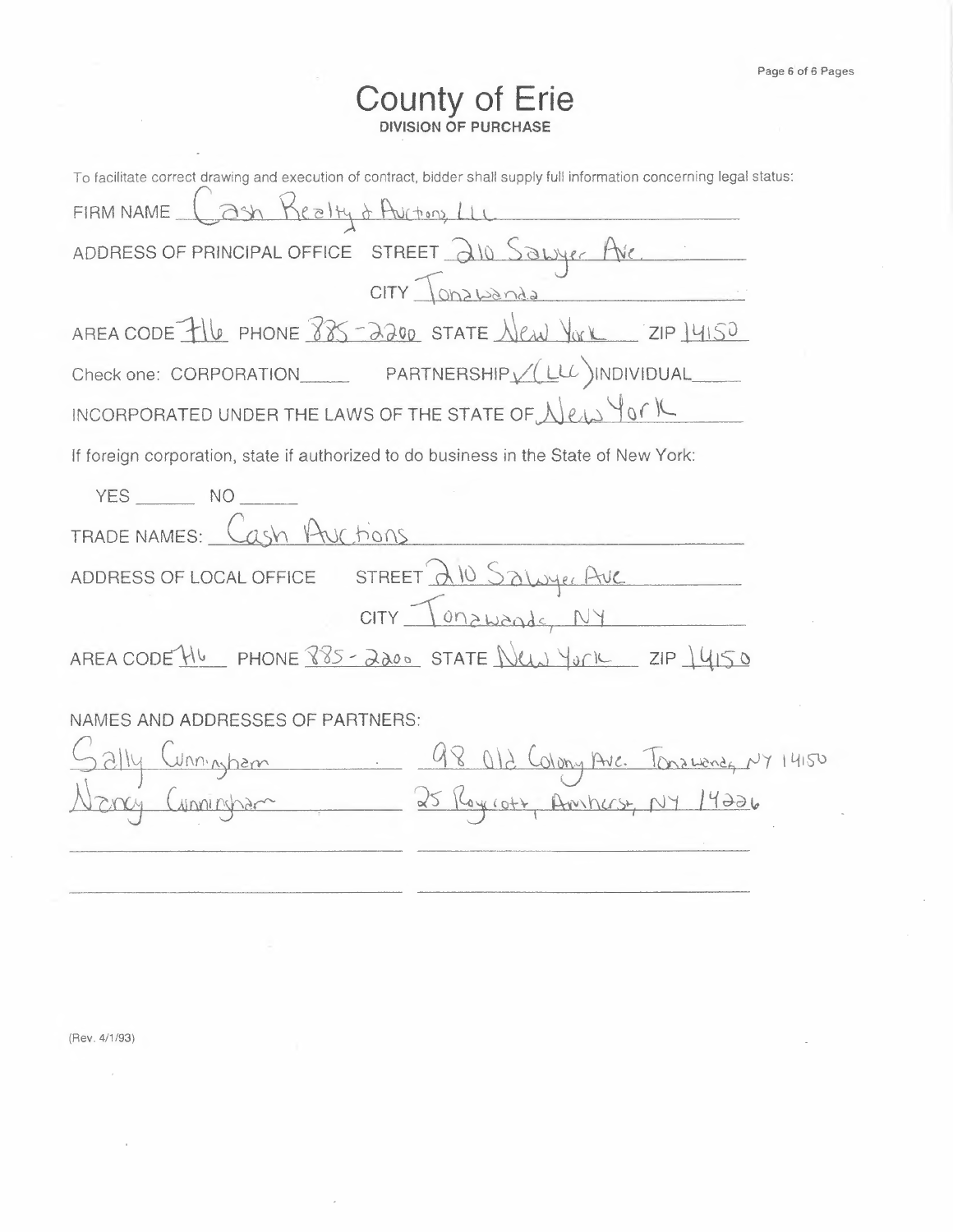# County of Erie

**DIVISION OF PURCHASE**

To facilitate correct drawing and execution of contract, bidder shall supply full information concerning legal status:

FIRM NAME Cash Realty & Auctions, LLC

ADDRESS OF PRINCIPAL OFFICE STREET 210 Sawyer Ave.

CITY Tonawanda

AREA CODE 716 PHONE 885-2200 STATE New York ZIP 14150

Check one: CORPORATION\_\_\_\_\_ PARTNERSHIP ✓ (LLC) INDIVIDUAL\_\_\_\_\_

INCORPORATED UNDER THE LAWS OF THE STATE OF New York

If foreign corporation, state if authorized to do business in the State of New York:

YES \_\_\_\_\_\_ NO \_\_\_\_\_\_

TRADE NAMES: Cash Auctions

ADDRESS OF LOCAL OFFICE STREET 210 Sawyer Ave

CITY Tonawanda, NY

AREA CODE 716 PHONE 885-2200 STATE New York ZIP 14150

NAMES AND ADDRESSES OF PARTNERS:

Sally Cunningham — 98 Old Colony Ave. Tonawanda, NY 14150

Nancy Cunningham — 25 Roycroft, Amherst, NY 14226

(Rev. 4/1/93)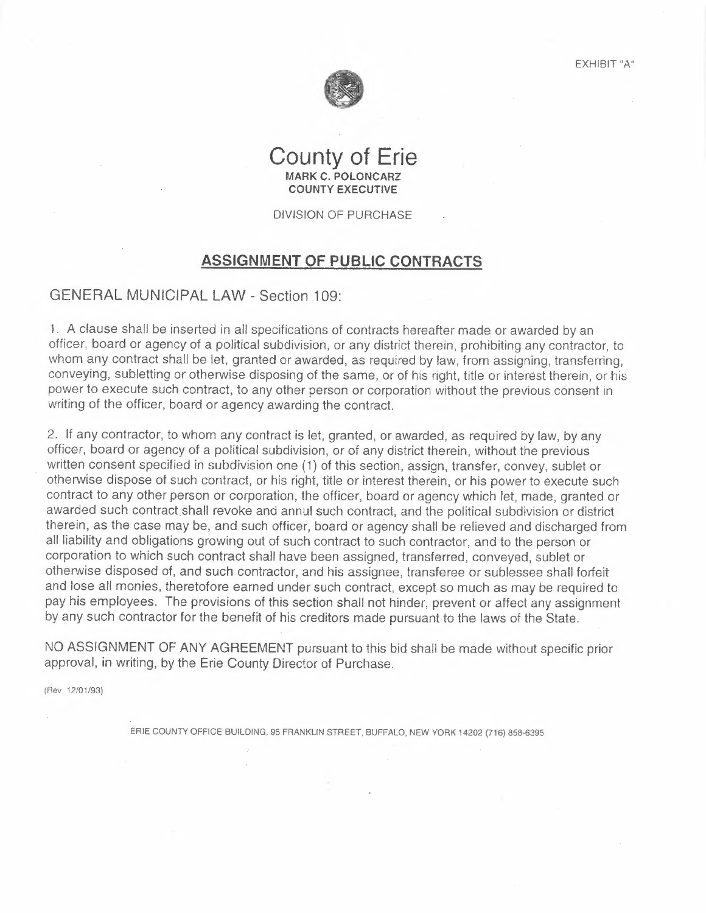EXHIBIT "A"

# County of Erie

**MARK C. POLONCARZ**
**COUNTY EXECUTIVE**

DIVISION OF PURCHASE

## ASSIGNMENT OF PUBLIC CONTRACTS

GENERAL MUNICIPAL LAW - Section 109:

1. A clause shall be inserted in all specifications of contracts hereafter made or awarded by an officer, board or agency of a political subdivision, or any district therein, prohibiting any contractor, to whom any contract shall be let, granted or awarded, as required by law, from assigning, transferring, conveying, subletting or otherwise disposing of the same, or of his right, title or interest therein, or his power to execute such contract, to any other person or corporation without the previous consent in writing of the officer, board or agency awarding the contract.

2. If any contractor, to whom any contract is let, granted, or awarded, as required by law, by any officer, board or agency of a political subdivision, or of any district therein, without the previous written consent specified in subdivision one (1) of this section, assign, transfer, convey, sublet or otherwise dispose of such contract, or his right, title or interest therein, or his power to execute such contract to any other person or corporation, the officer, board or agency which let, made, granted or awarded such contract shall revoke and annul such contract, and the political subdivision or district therein, as the case may be, and such officer, board or agency shall be relieved and discharged from all liability and obligations growing out of such contract to such contractor, and to the person or corporation to which such contract shall have been assigned, transferred, conveyed, sublet or otherwise disposed of, and such contractor, and his assignee, transferee or sublessee shall forfeit and lose all monies, theretofore earned under such contract, except so much as may be required to pay his employees. The provisions of this section shall not hinder, prevent or affect any assignment by any such contractor for the benefit of his creditors made pursuant to the laws of the State.

NO ASSIGNMENT OF ANY AGREEMENT pursuant to this bid shall be made without specific prior approval, in writing, by the Erie County Director of Purchase.

(Rev. 12/01/93)

ERIE COUNTY OFFICE BUILDING, 95 FRANKLIN STREET, BUFFALO, NEW YORK 14202 (716) 858-6395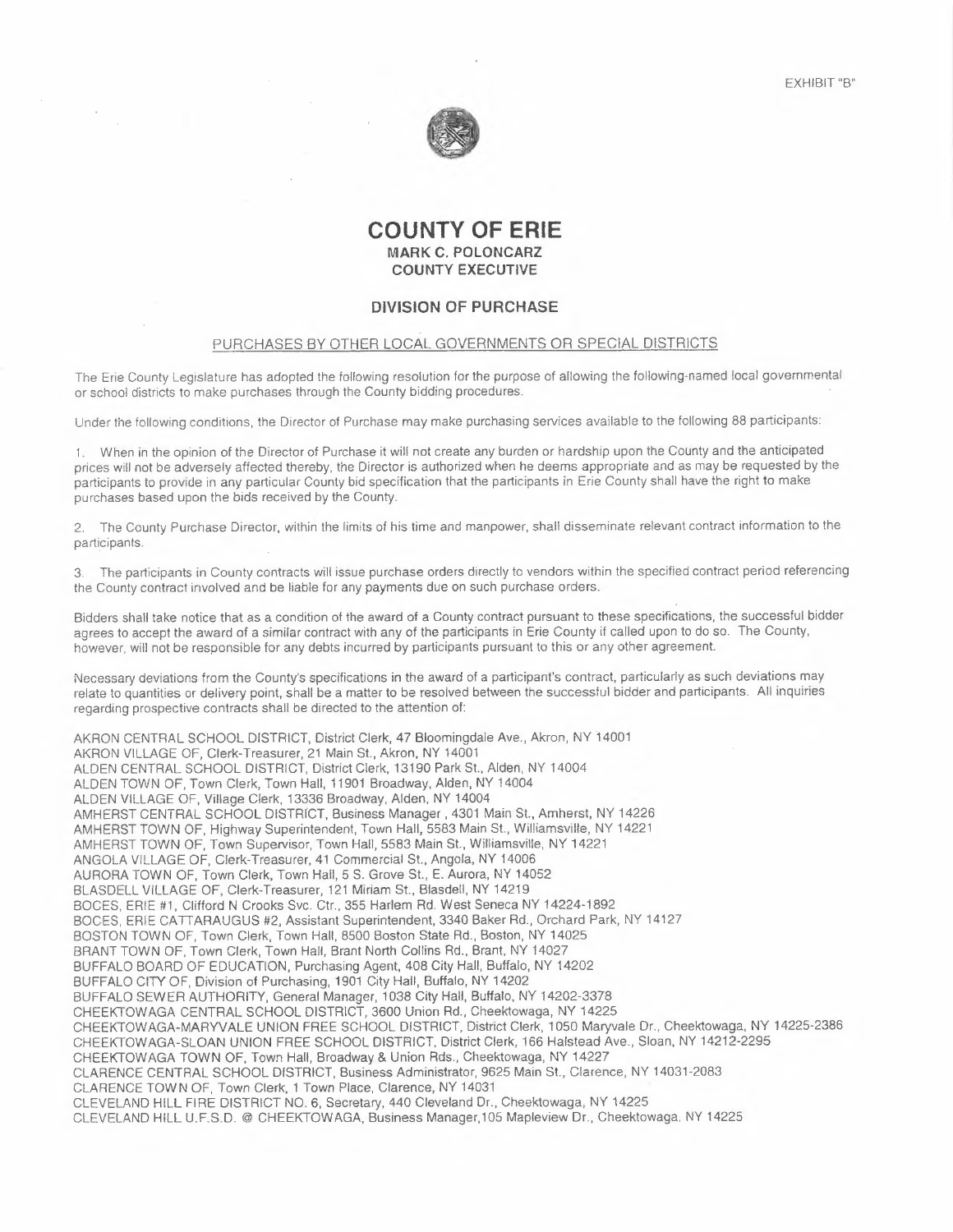EXHIBIT "B"

# COUNTY OF ERIE

**MARK C. POLONCARZ**
**COUNTY EXECUTIVE**

## DIVISION OF PURCHASE

PURCHASES BY OTHER LOCAL GOVERNMENTS OR SPECIAL DISTRICTS

The Erie County Legislature has adopted the following resolution for the purpose of allowing the following-named local governmental or school districts to make purchases through the County bidding procedures.

Under the following conditions, the Director of Purchase may make purchasing services available to the following 88 participants:

1. When in the opinion of the Director of Purchase it will not create any burden or hardship upon the County and the anticipated prices will not be adversely affected thereby, the Director is authorized when he deems appropriate and as may be requested by the participants to provide in any particular County bid specification that the participants in Erie County shall have the right to make purchases based upon the bids received by the County.

2. The County Purchase Director, within the limits of his time and manpower, shall disseminate relevant contract information to the participants.

3. The participants in County contracts will issue purchase orders directly to vendors within the specified contract period referencing the County contract involved and be liable for any payments due on such purchase orders.

Bidders shall take notice that as a condition of the award of a County contract pursuant to these specifications, the successful bidder agrees to accept the award of a similar contract with any of the participants in Erie County if called upon to do so. The County, however, will not be responsible for any debts incurred by participants pursuant to this or any other agreement.

Necessary deviations from the County's specifications in the award of a participant's contract, particularly as such deviations may relate to quantities or delivery point, shall be a matter to be resolved between the successful bidder and participants. All inquiries regarding prospective contracts shall be directed to the attention of:

AKRON CENTRAL SCHOOL DISTRICT, District Clerk, 47 Bloomingdale Ave., Akron, NY 14001
AKRON VILLAGE OF, Clerk-Treasurer, 21 Main St., Akron, NY 14001
ALDEN CENTRAL SCHOOL DISTRICT, District Clerk, 13190 Park St., Alden, NY 14004
ALDEN TOWN OF, Town Clerk, Town Hall, 11901 Broadway, Alden, NY 14004
ALDEN VILLAGE OF, Village Clerk, 13336 Broadway, Alden, NY 14004
AMHERST CENTRAL SCHOOL DISTRICT, Business Manager , 4301 Main St., Amherst, NY 14226
AMHERST TOWN OF, Highway Superintendent, Town Hall, 5583 Main St., Williamsville, NY 14221
AMHERST TOWN OF, Town Supervisor, Town Hall, 5583 Main St., Williamsville, NY 14221
ANGOLA VILLAGE OF, Clerk-Treasurer, 41 Commercial St., Angola, NY 14006
AURORA TOWN OF, Town Clerk, Town Hall, 5 S. Grove St., E. Aurora, NY 14052
BLASDELL VILLAGE OF, Clerk-Treasurer, 121 Miriam St., Blasdell, NY 14219
BOCES, ERIE #1, Clifford N Crooks Svc. Ctr., 355 Harlem Rd. West Seneca NY 14224-1892
BOCES, ERIE CATTARAUGUS #2, Assistant Superintendent, 3340 Baker Rd., Orchard Park, NY 14127
BOSTON TOWN OF, Town Clerk, Town Hall, 8500 Boston State Rd., Boston, NY 14025
BRANT TOWN OF, Town Clerk, Town Hall, Brant North Collins Rd., Brant, NY 14027
BUFFALO BOARD OF EDUCATION, Purchasing Agent, 408 City Hall, Buffalo, NY 14202
BUFFALO CITY OF, Division of Purchasing, 1901 City Hall, Buffalo, NY 14202
BUFFALO SEWER AUTHORITY, General Manager, 1038 City Hall, Buffalo, NY 14202-3378
CHEEKTOWAGA CENTRAL SCHOOL DISTRICT, 3600 Union Rd., Cheektowaga, NY 14225
CHEEKTOWAGA-MARYVALE UNION FREE SCHOOL DISTRICT, District Clerk, 1050 Maryvale Dr., Cheektowaga, NY 14225-2386
CHEEKTOWAGA-SLOAN UNION FREE SCHOOL DISTRICT, District Clerk, 166 Halstead Ave., Sloan, NY 14212-2295
CHEEKTOWAGA TOWN OF, Town Hall, Broadway & Union Rds., Cheektowaga, NY 14227
CLARENCE CENTRAL SCHOOL DISTRICT, Business Administrator, 9625 Main St., Clarence, NY 14031-2083
CLARENCE TOWN OF, Town Clerk, 1 Town Place, Clarence, NY 14031
CLEVELAND HILL FIRE DISTRICT NO. 6, Secretary, 440 Cleveland Dr., Cheektowaga, NY 14225
CLEVELAND HILL U.F.S.D. @ CHEEKTOWAGA, Business Manager,105 Mapleview Dr., Cheektowaga, NY 14225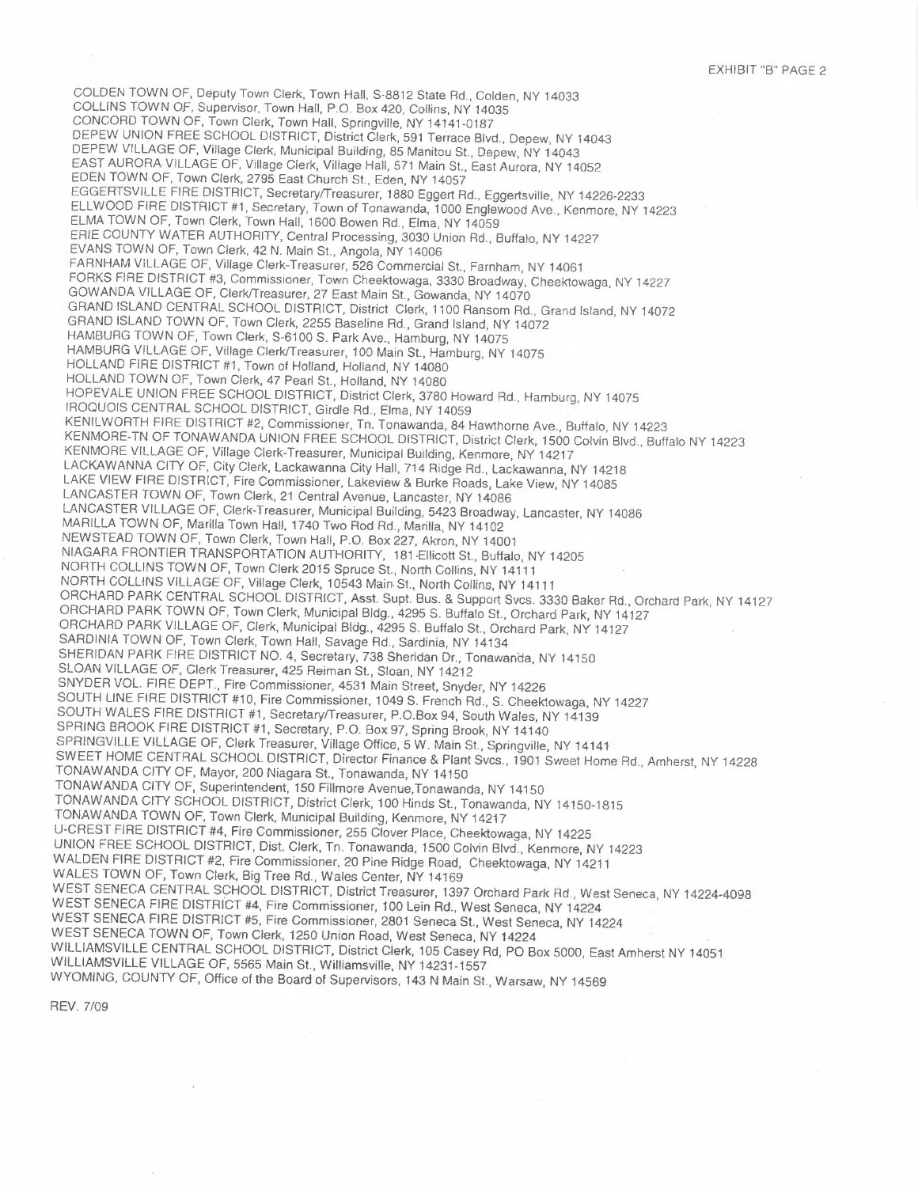EXHIBIT "B" PAGE 2

COLDEN TOWN OF, Deputy Town Clerk, Town Hall, S-8812 State Rd., Colden, NY 14033
COLLINS TOWN OF, Supervisor, Town Hall, P.O. Box 420, Collins, NY 14035
CONCORD TOWN OF, Town Clerk, Town Hall, Springville, NY 14141-0187
DEPEW UNION FREE SCHOOL DISTRICT, District Clerk, 591 Terrace Blvd., Depew, NY 14043
DEPEW VILLAGE OF, Village Clerk, Municipal Building, 85 Manitou St., Depew, NY 14043
EAST AURORA VILLAGE OF, Village Clerk, Village Hall, 571 Main St., East Aurora, NY 14052
EDEN TOWN OF, Town Clerk, 2795 East Church St., Eden, NY 14057
EGGERTSVILLE FIRE DISTRICT, Secretary/Treasurer, 1880 Eggert Rd., Eggertsville, NY 14226-2233
ELLWOOD FIRE DISTRICT #1, Secretary, Town of Tonawanda, 1000 Englewood Ave., Kenmore, NY 14223
ELMA TOWN OF, Town Clerk, Town Hall, 1600 Bowen Rd., Elma, NY 14059
ERIE COUNTY WATER AUTHORITY, Central Processing, 3030 Union Rd., Buffalo, NY 14227
EVANS TOWN OF, Town Clerk, 42 N. Main St., Angola, NY 14006
FARNHAM VILLAGE OF, Village Clerk-Treasurer, 526 Commercial St., Farnham, NY 14061
FORKS FIRE DISTRICT #3, Commissioner, Town Cheektowaga, 3330 Broadway, Cheektowaga, NY 14227
GOWANDA VILLAGE OF, Clerk/Treasurer, 27 East Main St., Gowanda, NY 14070
GRAND ISLAND CENTRAL SCHOOL DISTRICT, District Clerk, 1100 Ransom Rd., Grand Island, NY 14072
GRAND ISLAND TOWN OF, Town Clerk, 2255 Baseline Rd., Grand Island, NY 14072
HAMBURG TOWN OF, Town Clerk, S-6100 S. Park Ave., Hamburg, NY 14075
HAMBURG VILLAGE OF, Village Clerk/Treasurer, 100 Main St., Hamburg, NY 14075
HOLLAND FIRE DISTRICT #1, Town of Holland, Holland, NY 14080
HOLLAND TOWN OF, Town Clerk, 47 Pearl St., Holland, NY 14080
HOPEVALE UNION FREE SCHOOL DISTRICT, District Clerk, 3780 Howard Rd., Hamburg, NY 14075
IROQUOIS CENTRAL SCHOOL DISTRICT, Girdle Rd., Elma, NY 14059
KENILWORTH FIRE DISTRICT #2, Commissioner, Tn. Tonawanda, 84 Hawthorne Ave., Buffalo, NY 14223
KENMORE-TN OF TONAWANDA UNION FREE SCHOOL DISTRICT, District Clerk, 1500 Colvin Blvd., Buffalo NY 14223
KENMORE VILLAGE OF, Village Clerk-Treasurer, Municipal Building, Kenmore, NY 14217
LACKAWANNA CITY OF, City Clerk, Lackawanna City Hall, 714 Ridge Rd., Lackawanna, NY 14218
LAKE VIEW FIRE DISTRICT, Fire Commissioner, Lakeview & Burke Roads, Lake View, NY 14085
LANCASTER TOWN OF, Town Clerk, 21 Central Avenue, Lancaster, NY 14086
LANCASTER VILLAGE OF, Clerk-Treasurer, Municipal Building, 5423 Broadway, Lancaster, NY 14086
MARILLA TOWN OF, Marilla Town Hall, 1740 Two Rod Rd., Marilla, NY 14102
NEWSTEAD TOWN OF, Town Clerk, Town Hall, P.O. Box 227, Akron, NY 14001
NIAGARA FRONTIER TRANSPORTATION AUTHORITY, 181 Ellicott St., Buffalo, NY 14205
NORTH COLLINS TOWN OF, Town Clerk 2015 Spruce St., North Collins, NY 14111
NORTH COLLINS VILLAGE OF, Village Clerk, 10543 Main St., North Collins, NY 14111
ORCHARD PARK CENTRAL SCHOOL DISTRICT, Asst. Supt. Bus. & Support Svcs. 3330 Baker Rd., Orchard Park, NY 14127
ORCHARD PARK TOWN OF, Town Clerk, Municipal Bldg., 4295 S. Buffalo St., Orchard Park, NY 14127
ORCHARD PARK VILLAGE OF, Clerk, Municipal Bldg., 4295 S. Buffalo St., Orchard Park, NY 14127
SARDINIA TOWN OF, Town Clerk, Town Hall, Savage Rd., Sardinia, NY 14134
SHERIDAN PARK FIRE DISTRICT NO. 4, Secretary, 738 Sheridan Dr., Tonawanda, NY 14150
SLOAN VILLAGE OF, Clerk Treasurer, 425 Reiman St., Sloan, NY 14212
SNYDER VOL. FIRE DEPT., Fire Commissioner, 4531 Main Street, Snyder, NY 14226
SOUTH LINE FIRE DISTRICT #10, Fire Commissioner, 1049 S. French Rd., S. Cheektowaga, NY 14227
SOUTH WALES FIRE DISTRICT #1, Secretary/Treasurer, P.O.Box 94, South Wales, NY 14139
SPRING BROOK FIRE DISTRICT #1, Secretary, P.O. Box 97, Spring Brook, NY 14140
SPRINGVILLE VILLAGE OF, Clerk Treasurer, Village Office, 5 W. Main St., Springville, NY 14141
SWEET HOME CENTRAL SCHOOL DISTRICT, Director Finance & Plant Svcs., 1901 Sweet Home Rd., Amherst, NY 14228
TONAWANDA CITY OF, Mayor, 200 Niagara St., Tonawanda, NY 14150
TONAWANDA CITY OF, Superintendent, 150 Fillmore Avenue,Tonawanda, NY 14150
TONAWANDA CITY SCHOOL DISTRICT, District Clerk, 100 Hinds St., Tonawanda, NY 14150-1815
TONAWANDA TOWN OF, Town Clerk, Municipal Building, Kenmore, NY 14217
U-CREST FIRE DISTRICT #4, Fire Commissioner, 255 Clover Place, Cheektowaga, NY 14225
UNION FREE SCHOOL DISTRICT, Dist. Clerk, Tn. Tonawanda, 1500 Colvin Blvd., Kenmore, NY 14223
WALDEN FIRE DISTRICT #2, Fire Commissioner, 20 Pine Ridge Road, Cheektowaga, NY 14211
WALES TOWN OF, Town Clerk, Big Tree Rd., Wales Center, NY 14169
WEST SENECA CENTRAL SCHOOL DISTRICT, District Treasurer, 1397 Orchard Park Rd., West Seneca, NY 14224-4098
WEST SENECA FIRE DISTRICT #4, Fire Commissioner, 100 Lein Rd., West Seneca, NY 14224
WEST SENECA FIRE DISTRICT #5, Fire Commissioner, 2801 Seneca St., West Seneca, NY 14224
WEST SENECA TOWN OF, Town Clerk, 1250 Union Road, West Seneca, NY 14224
WILLIAMSVILLE CENTRAL SCHOOL DISTRICT, District Clerk, 105 Casey Rd, PO Box 5000, East Amherst NY 14051
WILLIAMSVILLE VILLAGE OF, 5565 Main St., Williamsville, NY 14231-1557
WYOMING, COUNTY OF, Office of the Board of Supervisors, 143 N Main St., Warsaw, NY 14569

REV. 7/09